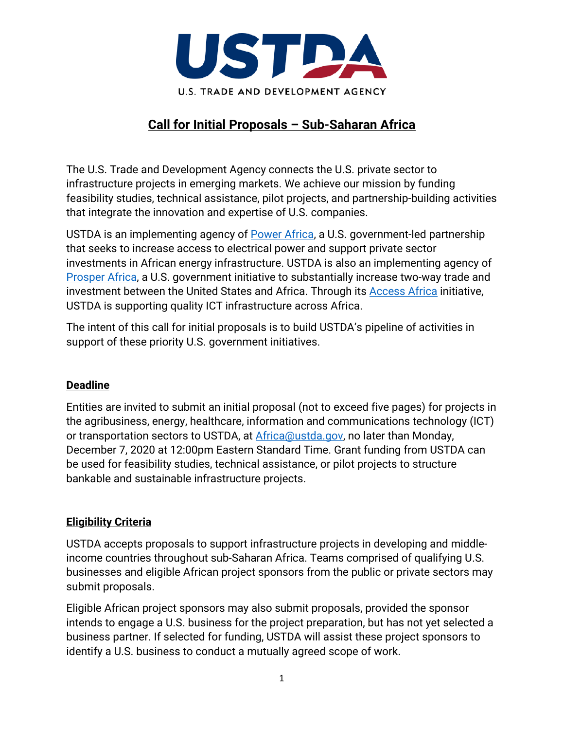# USTDA

U.S. TRADE AND DEVELOPMENT AGENCY

## Call for Initial Proposals – Sub-Saharan Africa

The U.S. Trade and Development Agency connects the U.S. private sector to infrastructure projects in emerging markets. We achieve our mission by funding feasibility studies, technical assistance, pilot projects, and partnership-building activities that integrate the innovation and expertise of U.S. companies.

USTDA is an implementing agency of Power Africa, a U.S. government-led partnership that seeks to increase access to electrical power and support private sector investments in African energy infrastructure. USTDA is also an implementing agency of Prosper Africa, a U.S. government initiative to substantially increase two-way trade and investment between the United States and Africa. Through its Access Africa initiative, USTDA is supporting quality ICT infrastructure across Africa.

The intent of this call for initial proposals is to build USTDA's pipeline of activities in support of these priority U.S. government initiatives.

### Deadline

Entities are invited to submit an initial proposal (not to exceed five pages) for projects in the agribusiness, energy, healthcare, information and communications technology (ICT) or transportation sectors to USTDA, at Africa@ustda.gov, no later than Monday, December 7, 2020 at 12:00pm Eastern Standard Time. Grant funding from USTDA can be used for feasibility studies, technical assistance, or pilot projects to structure bankable and sustainable infrastructure projects.

### Eligibility Criteria

USTDA accepts proposals to support infrastructure projects in developing and middle-income countries throughout sub-Saharan Africa. Teams comprised of qualifying U.S. businesses and eligible African project sponsors from the public or private sectors may submit proposals.

Eligible African project sponsors may also submit proposals, provided the sponsor intends to engage a U.S. business for the project preparation, but has not yet selected a business partner. If selected for funding, USTDA will assist these project sponsors to identify a U.S. business to conduct a mutually agreed scope of work.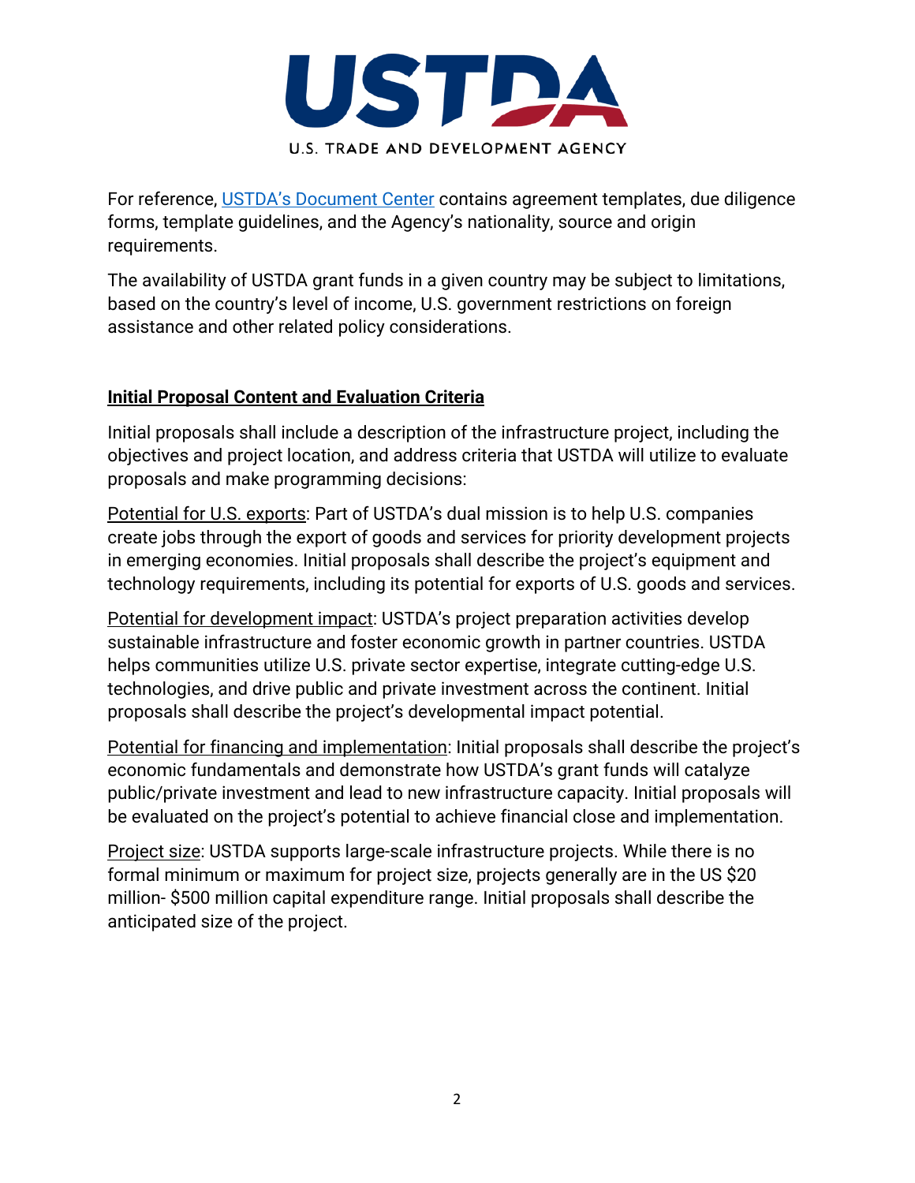For reference, [USTDA's Document Center](USTDA's Document Center) contains agreement templates, due diligence forms, template guidelines, and the Agency's nationality, source and origin requirements.

The availability of USTDA grant funds in a given country may be subject to limitations, based on the country's level of income, U.S. government restrictions on foreign assistance and other related policy considerations.

## **Initial Proposal Content and Evaluation Criteria**

Initial proposals shall include a description of the infrastructure project, including the objectives and project location, and address criteria that USTDA will utilize to evaluate proposals and make programming decisions:

Potential for U.S. exports: Part of USTDA's dual mission is to help U.S. companies create jobs through the export of goods and services for priority development projects in emerging economies. Initial proposals shall describe the project's equipment and technology requirements, including its potential for exports of U.S. goods and services.

Potential for development impact: USTDA's project preparation activities develop sustainable infrastructure and foster economic growth in partner countries. USTDA helps communities utilize U.S. private sector expertise, integrate cutting-edge U.S. technologies, and drive public and private investment across the continent. Initial proposals shall describe the project's developmental impact potential.

Potential for financing and implementation: Initial proposals shall describe the project's economic fundamentals and demonstrate how USTDA's grant funds will catalyze public/private investment and lead to new infrastructure capacity. Initial proposals will be evaluated on the project's potential to achieve financial close and implementation.

Project size: USTDA supports large-scale infrastructure projects. While there is no formal minimum or maximum for project size, projects generally are in the US $20 million- $500 million capital expenditure range. Initial proposals shall describe the anticipated size of the project.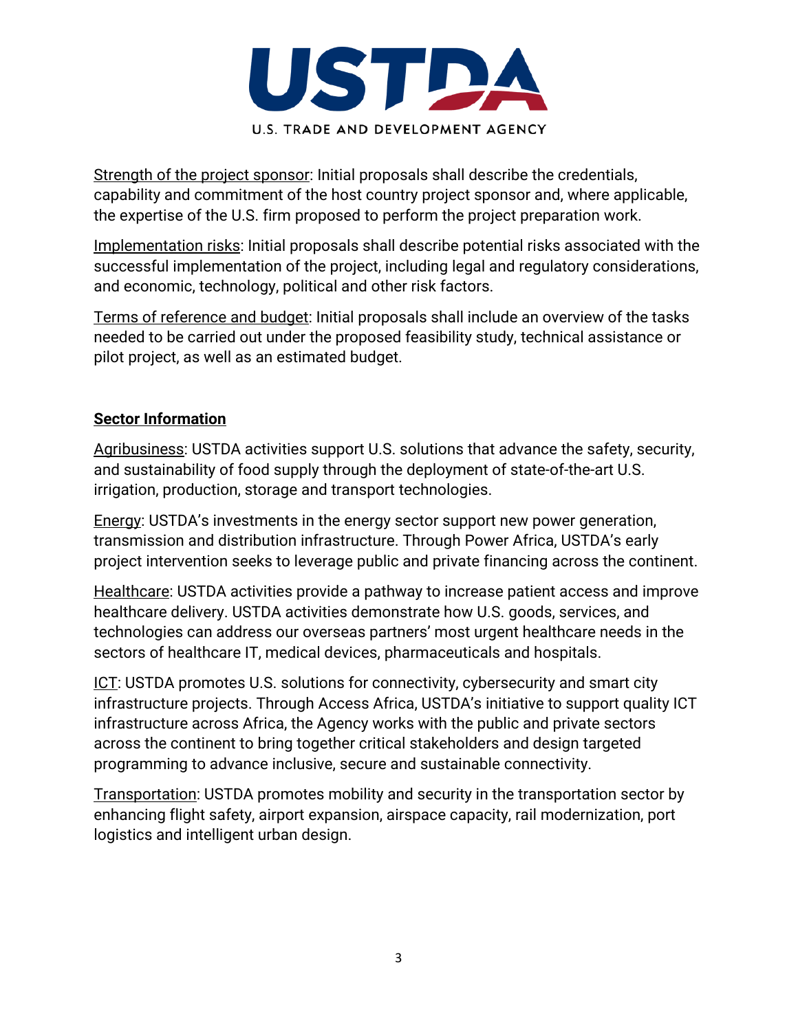Strength of the project sponsor: Initial proposals shall describe the credentials, capability and commitment of the host country project sponsor and, where applicable, the expertise of the U.S. firm proposed to perform the project preparation work.

Implementation risks: Initial proposals shall describe potential risks associated with the successful implementation of the project, including legal and regulatory considerations, and economic, technology, political and other risk factors.

Terms of reference and budget: Initial proposals shall include an overview of the tasks needed to be carried out under the proposed feasibility study, technical assistance or pilot project, as well as an estimated budget.

**Sector Information**

Agribusiness: USTDA activities support U.S. solutions that advance the safety, security, and sustainability of food supply through the deployment of state-of-the-art U.S. irrigation, production, storage and transport technologies.

Energy: USTDA's investments in the energy sector support new power generation, transmission and distribution infrastructure. Through Power Africa, USTDA's early project intervention seeks to leverage public and private financing across the continent.

Healthcare: USTDA activities provide a pathway to increase patient access and improve healthcare delivery. USTDA activities demonstrate how U.S. goods, services, and technologies can address our overseas partners' most urgent healthcare needs in the sectors of healthcare IT, medical devices, pharmaceuticals and hospitals.

ICT: USTDA promotes U.S. solutions for connectivity, cybersecurity and smart city infrastructure projects. Through Access Africa, USTDA's initiative to support quality ICT infrastructure across Africa, the Agency works with the public and private sectors across the continent to bring together critical stakeholders and design targeted programming to advance inclusive, secure and sustainable connectivity.

Transportation: USTDA promotes mobility and security in the transportation sector by enhancing flight safety, airport expansion, airspace capacity, rail modernization, port logistics and intelligent urban design.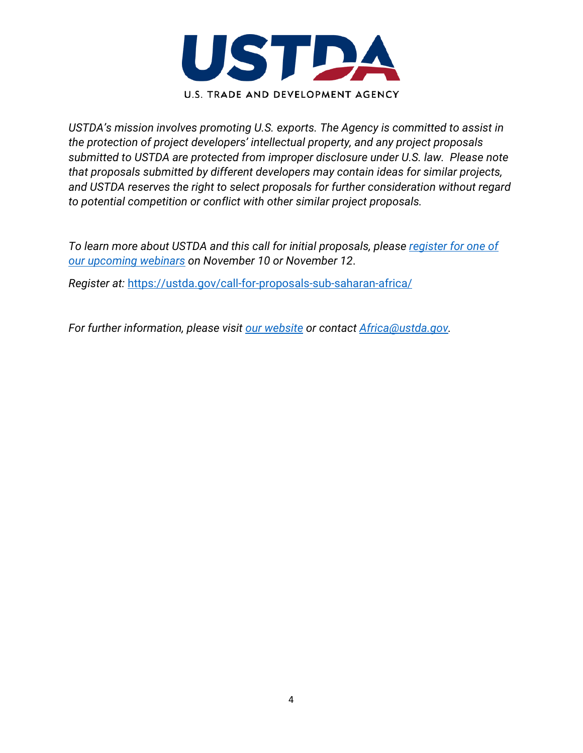USTDA

U.S. TRADE AND DEVELOPMENT AGENCY

*USTDA's mission involves promoting U.S. exports. The Agency is committed to assist in the protection of project developers' intellectual property, and any project proposals submitted to USTDA are protected from improper disclosure under U.S. law. Please note that proposals submitted by different developers may contain ideas for similar projects, and USTDA reserves the right to select proposals for further consideration without regard to potential competition or conflict with other similar project proposals.*

*To learn more about USTDA and this call for initial proposals, please register for one of our upcoming webinars on November 10 or November 12.*

*Register at:* https://ustda.gov/call-for-proposals-sub-saharan-africa/

*For further information, please visit our website or contact Africa@ustda.gov.*